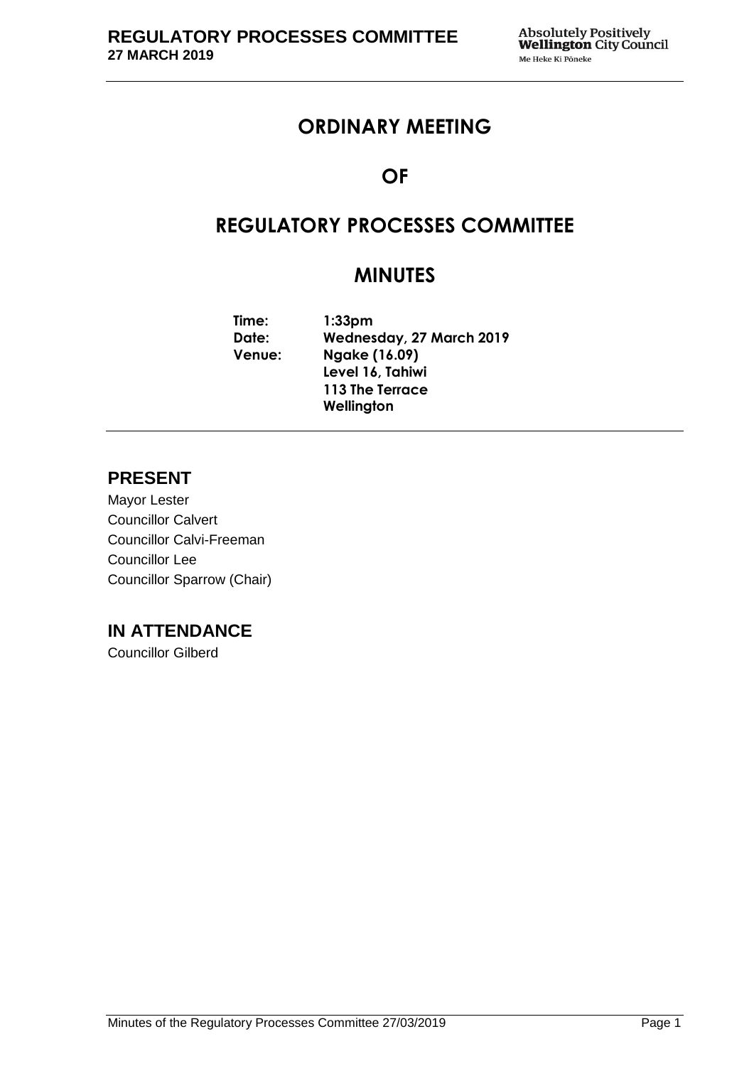# ORDINARY MEETING

# OF

# REGULATORY PROCESSES COMMITTEE

# MINUTES

**Time:** 1:33pm
**Date:** Wednesday, 27 March 2019
**Venue:** Ngake (16.09)
Level 16, Tahiwi
113 The Terrace
Wellington

## PRESENT

Mayor Lester
Councillor Calvert
Councillor Calvi-Freeman
Councillor Lee
Councillor Sparrow (Chair)

## IN ATTENDANCE

Councillor Gilberd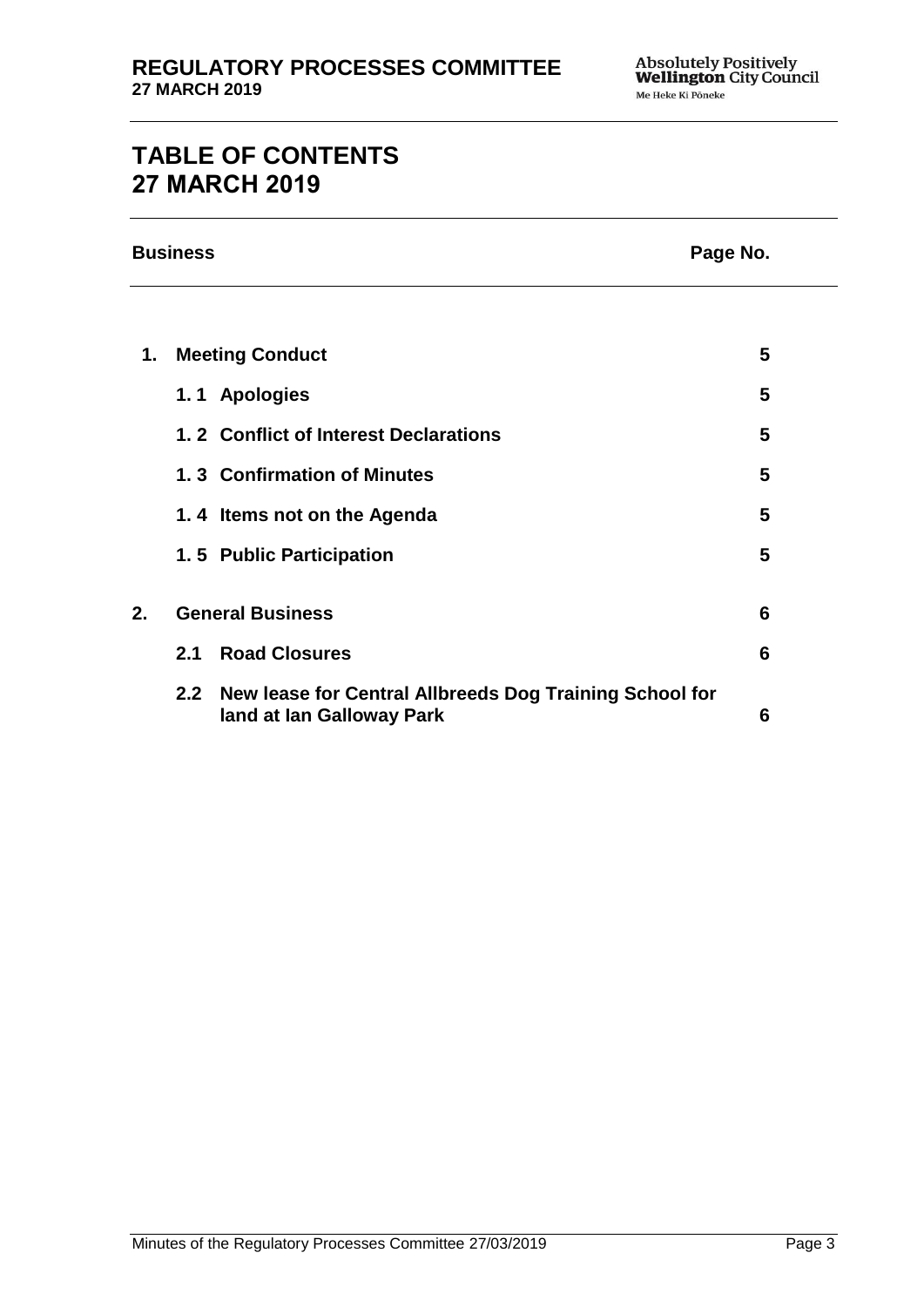# TABLE OF CONTENTS
# 27 MARCH 2019

| Business | | Page No. |
| --- | --- | --- |
| **1.** | **Meeting Conduct** | **5** |
| | **1. 1 Apologies** | **5** |
| | **1. 2 Conflict of Interest Declarations** | **5** |
| | **1. 3 Confirmation of Minutes** | **5** |
| | **1. 4 Items not on the Agenda** | **5** |
| | **1. 5 Public Participation** | **5** |
| **2.** | **General Business** | **6** |
| | **2.1 Road Closures** | **6** |
| | **2.2 New lease for Central Allbreeds Dog Training School for land at Ian Galloway Park** | **6** |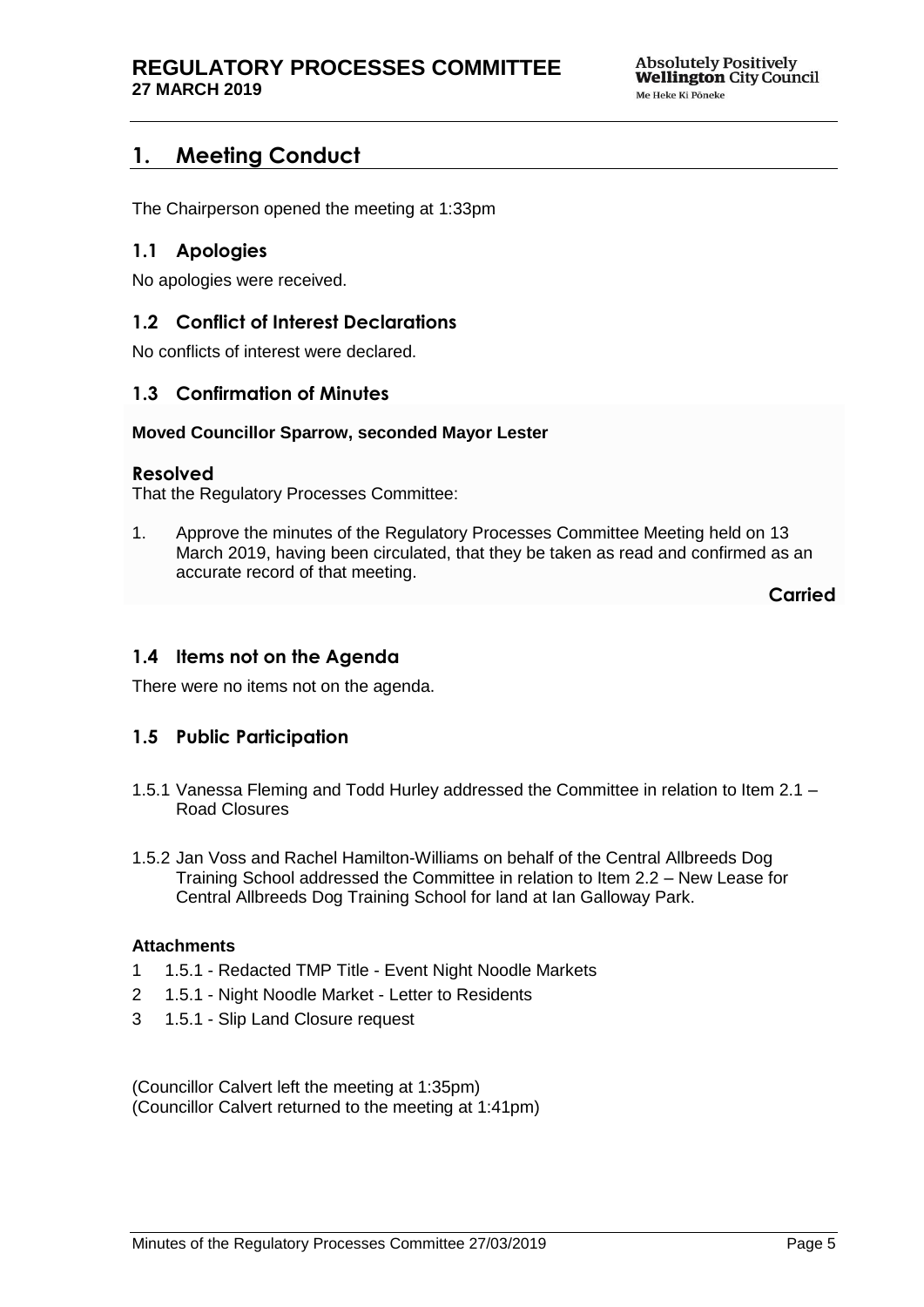# 1. Meeting Conduct

The Chairperson opened the meeting at 1:33pm

## 1.1 Apologies

No apologies were received.

## 1.2 Conflict of Interest Declarations

No conflicts of interest were declared.

## 1.3 Confirmation of Minutes

**Moved Councillor Sparrow, seconded Mayor Lester**

### Resolved

That the Regulatory Processes Committee:

1. Approve the minutes of the Regulatory Processes Committee Meeting held on 13 March 2019, having been circulated, that they be taken as read and confirmed as an accurate record of that meeting.

**Carried**

## 1.4 Items not on the Agenda

There were no items not on the agenda.

## 1.5 Public Participation

1.5.1 Vanessa Fleming and Todd Hurley addressed the Committee in relation to Item 2.1 – Road Closures

1.5.2 Jan Voss and Rachel Hamilton-Williams on behalf of the Central Allbreeds Dog Training School addressed the Committee in relation to Item 2.2 – New Lease for Central Allbreeds Dog Training School for land at Ian Galloway Park.

**Attachments**

1. 1.5.1 - Redacted TMP Title - Event Night Noodle Markets
2. 1.5.1 - Night Noodle Market - Letter to Residents
3. 1.5.1 - Slip Land Closure request

(Councillor Calvert left the meeting at 1:35pm)
(Councillor Calvert returned to the meeting at 1:41pm)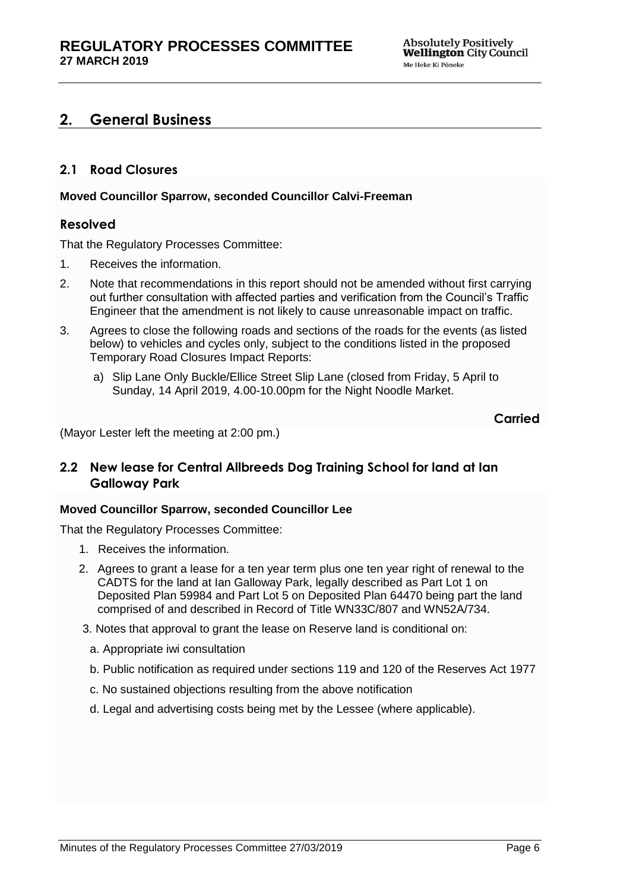## 2. General Business

### 2.1 Road Closures

**Moved Councillor Sparrow, seconded Councillor Calvi-Freeman**

### Resolved

That the Regulatory Processes Committee:

1. Receives the information.
2. Note that recommendations in this report should not be amended without first carrying out further consultation with affected parties and verification from the Council's Traffic Engineer that the amendment is not likely to cause unreasonable impact on traffic.
3. Agrees to close the following roads and sections of the roads for the events (as listed below) to vehicles and cycles only, subject to the conditions listed in the proposed Temporary Road Closures Impact Reports:
   a) Slip Lane Only Buckle/Ellice Street Slip Lane (closed from Friday, 5 April to Sunday, 14 April 2019, 4.00-10.00pm for the Night Noodle Market.

**Carried**

(Mayor Lester left the meeting at 2:00 pm.)

### 2.2 New lease for Central Allbreeds Dog Training School for land at Ian Galloway Park

**Moved Councillor Sparrow, seconded Councillor Lee**

That the Regulatory Processes Committee:

1. Receives the information.
2. Agrees to grant a lease for a ten year term plus one ten year right of renewal to the CADTS for the land at Ian Galloway Park, legally described as Part Lot 1 on Deposited Plan 59984 and Part Lot 5 on Deposited Plan 64470 being part the land comprised of and described in Record of Title WN33C/807 and WN52A/734.
3. Notes that approval to grant the lease on Reserve land is conditional on:
   a. Appropriate iwi consultation
   b. Public notification as required under sections 119 and 120 of the Reserves Act 1977
   c. No sustained objections resulting from the above notification
   d. Legal and advertising costs being met by the Lessee (where applicable).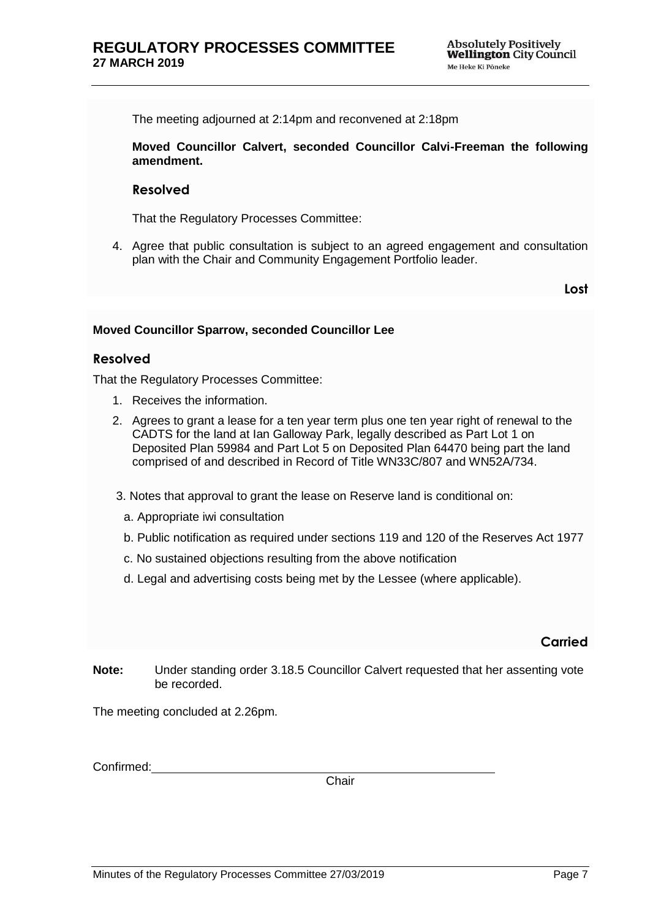The meeting adjourned at 2:14pm and reconvened at 2:18pm

**Moved Councillor Calvert, seconded Councillor Calvi-Freeman the following amendment.**

**Resolved**

That the Regulatory Processes Committee:

4. Agree that public consultation is subject to an agreed engagement and consultation plan with the Chair and Community Engagement Portfolio leader.

**Lost**

**Moved Councillor Sparrow, seconded Councillor Lee**

**Resolved**

That the Regulatory Processes Committee:

1. Receives the information.
2. Agrees to grant a lease for a ten year term plus one ten year right of renewal to the CADTS for the land at Ian Galloway Park, legally described as Part Lot 1 on Deposited Plan 59984 and Part Lot 5 on Deposited Plan 64470 being part the land comprised of and described in Record of Title WN33C/807 and WN52A/734.
3. Notes that approval to grant the lease on Reserve land is conditional on:
   a. Appropriate iwi consultation
   b. Public notification as required under sections 119 and 120 of the Reserves Act 1977
   c. No sustained objections resulting from the above notification
   d. Legal and advertising costs being met by the Lessee (where applicable).

**Carried**

**Note:** Under standing order 3.18.5 Councillor Calvert requested that her assenting vote be recorded.

The meeting concluded at 2.26pm.

Confirmed: ______________________________

Chair